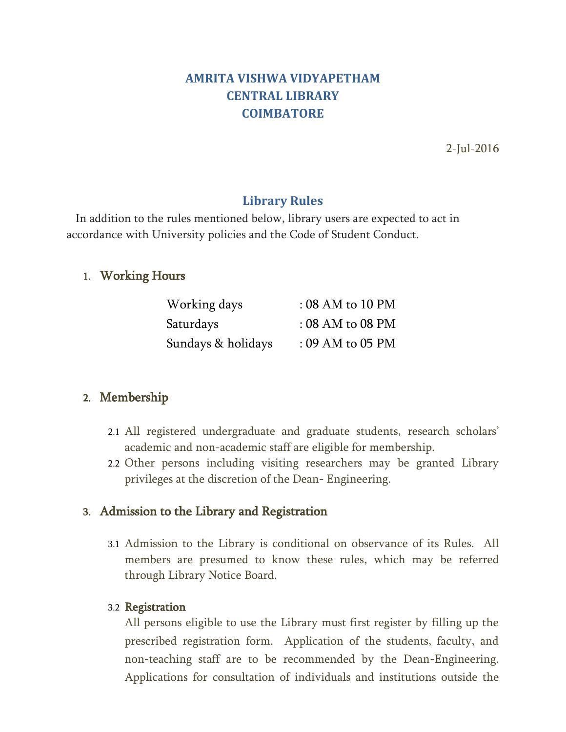# AMRITA VISHWA VIDYAPETHAM
# CENTRAL LIBRARY
# COIMBATORE

2-Jul-2016

## Library Rules

In addition to the rules mentioned below, library users are expected to act in accordance with University policies and the Code of Student Conduct.

### 1. Working Hours

| | |
|---|---|
| Working days | : 08 AM to 10 PM |
| Saturdays | : 08 AM to 08 PM |
| Sundays & holidays | : 09 AM to 05 PM |

### 2. Membership

2.1 All registered undergraduate and graduate students, research scholars' academic and non-academic staff are eligible for membership.

2.2 Other persons including visiting researchers may be granted Library privileges at the discretion of the Dean- Engineering.

### 3. Admission to the Library and Registration

3.1 Admission to the Library is conditional on observance of its Rules. All members are presumed to know these rules, which may be referred through Library Notice Board.

3.2 **Registration**

All persons eligible to use the Library must first register by filling up the prescribed registration form. Application of the students, faculty, and non-teaching staff are to be recommended by the Dean-Engineering. Applications for consultation of individuals and institutions outside the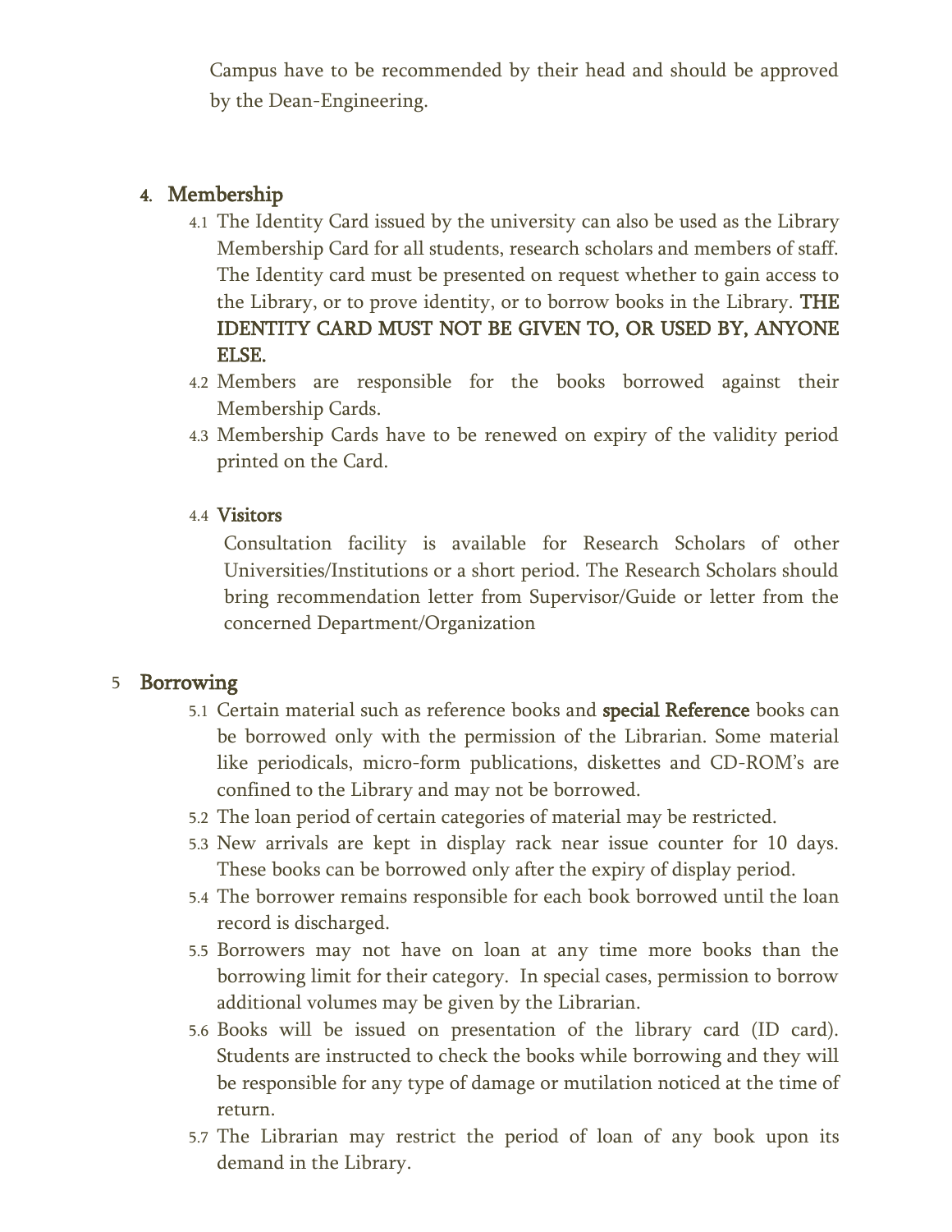Campus have to be recommended by their head and should be approved by the Dean-Engineering.

## 4. Membership

4.1 The Identity Card issued by the university can also be used as the Library Membership Card for all students, research scholars and members of staff. The Identity card must be presented on request whether to gain access to the Library, or to prove identity, or to borrow books in the Library. **THE IDENTITY CARD MUST NOT BE GIVEN TO, OR USED BY, ANYONE ELSE.**

4.2 Members are responsible for the books borrowed against their Membership Cards.

4.3 Membership Cards have to be renewed on expiry of the validity period printed on the Card.

### 4.4 Visitors

Consultation facility is available for Research Scholars of other Universities/Institutions or a short period. The Research Scholars should bring recommendation letter from Supervisor/Guide or letter from the concerned Department/Organization

## 5 Borrowing

5.1 Certain material such as reference books and **special Reference** books can be borrowed only with the permission of the Librarian. Some material like periodicals, micro-form publications, diskettes and CD-ROM's are confined to the Library and may not be borrowed.

5.2 The loan period of certain categories of material may be restricted.

5.3 New arrivals are kept in display rack near issue counter for 10 days. These books can be borrowed only after the expiry of display period.

5.4 The borrower remains responsible for each book borrowed until the loan record is discharged.

5.5 Borrowers may not have on loan at any time more books than the borrowing limit for their category. In special cases, permission to borrow additional volumes may be given by the Librarian.

5.6 Books will be issued on presentation of the library card (ID card). Students are instructed to check the books while borrowing and they will be responsible for any type of damage or mutilation noticed at the time of return.

5.7 The Librarian may restrict the period of loan of any book upon its demand in the Library.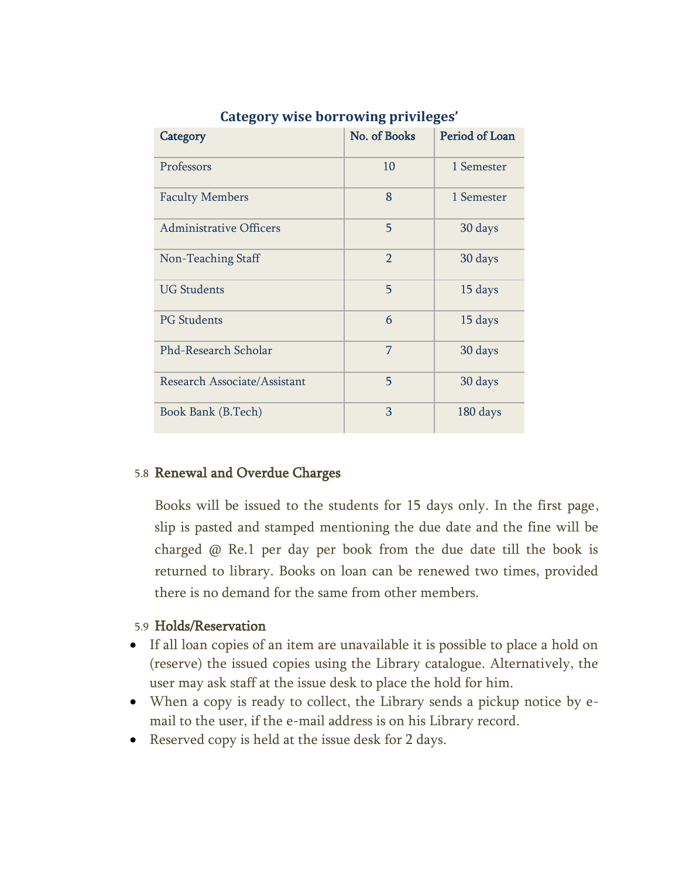**Category wise borrowing privileges'**

| Category | No. of Books | Period of Loan |
|---|---|---|
| Professors | 10 | 1 Semester |
| Faculty Members | 8 | 1 Semester |
| Administrative Officers | 5 | 30 days |
| Non-Teaching Staff | 2 | 30 days |
| UG Students | 5 | 15 days |
| PG Students | 6 | 15 days |
| Phd-Research Scholar | 7 | 30 days |
| Research Associate/Assistant | 5 | 30 days |
| Book Bank (B.Tech) | 3 | 180 days |

### 5.8 Renewal and Overdue Charges

Books will be issued to the students for 15 days only. In the first page, slip is pasted and stamped mentioning the due date and the fine will be charged @ Re.1 per day per book from the due date till the book is returned to library. Books on loan can be renewed two times, provided there is no demand for the same from other members.

### 5.9 Holds/Reservation

- If all loan copies of an item are unavailable it is possible to place a hold on (reserve) the issued copies using the Library catalogue. Alternatively, the user may ask staff at the issue desk to place the hold for him.
- When a copy is ready to collect, the Library sends a pickup notice by e-mail to the user, if the e-mail address is on his Library record.
- Reserved copy is held at the issue desk for 2 days.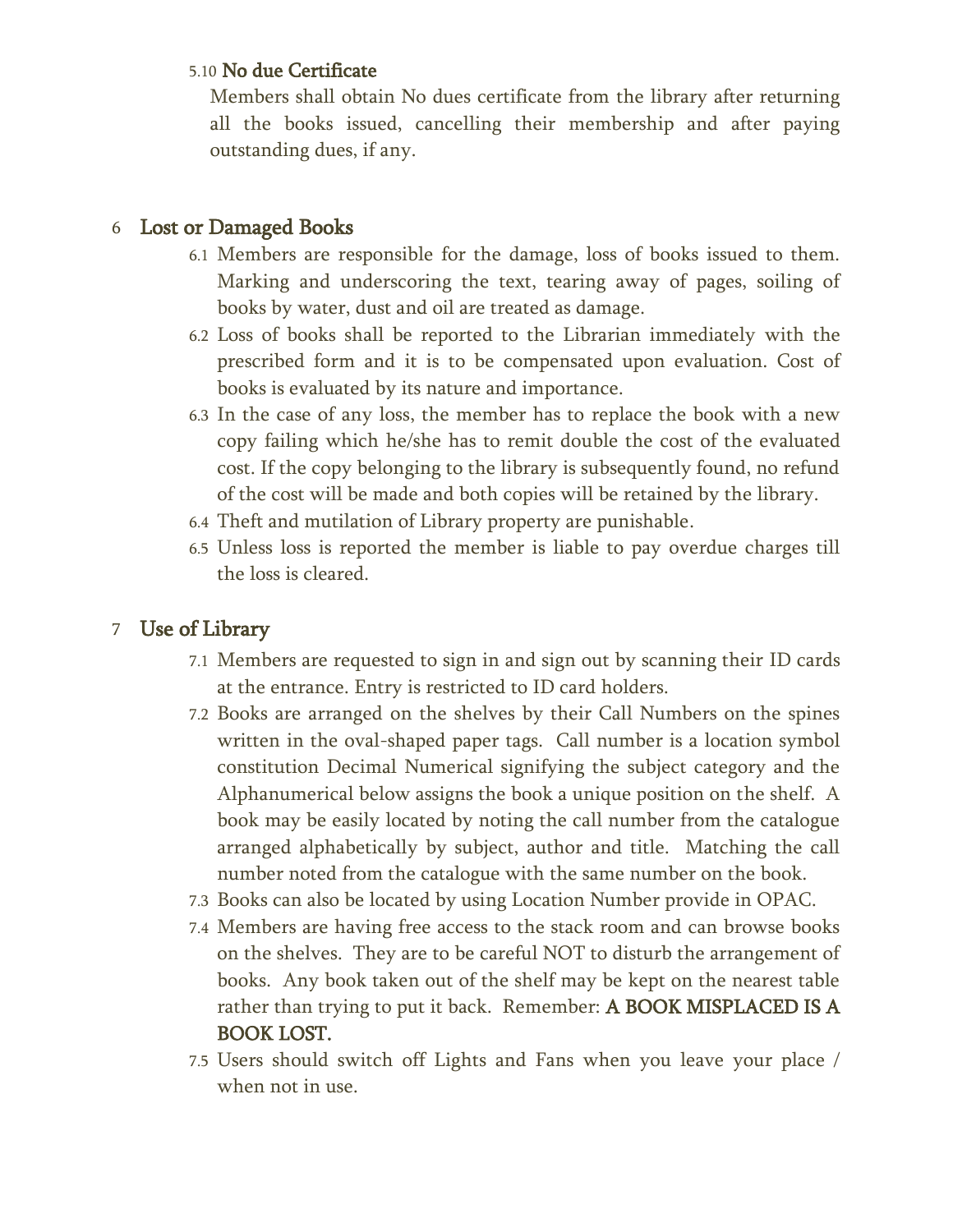5.10 **No due Certificate**

Members shall obtain No dues certificate from the library after returning all the books issued, cancelling their membership and after paying outstanding dues, if any.

## 6 Lost or Damaged Books

6.1 Members are responsible for the damage, loss of books issued to them. Marking and underscoring the text, tearing away of pages, soiling of books by water, dust and oil are treated as damage.

6.2 Loss of books shall be reported to the Librarian immediately with the prescribed form and it is to be compensated upon evaluation. Cost of books is evaluated by its nature and importance.

6.3 In the case of any loss, the member has to replace the book with a new copy failing which he/she has to remit double the cost of the evaluated cost. If the copy belonging to the library is subsequently found, no refund of the cost will be made and both copies will be retained by the library.

6.4 Theft and mutilation of Library property are punishable.

6.5 Unless loss is reported the member is liable to pay overdue charges till the loss is cleared.

## 7 Use of Library

7.1 Members are requested to sign in and sign out by scanning their ID cards at the entrance. Entry is restricted to ID card holders.

7.2 Books are arranged on the shelves by their Call Numbers on the spines written in the oval-shaped paper tags. Call number is a location symbol constitution Decimal Numerical signifying the subject category and the Alphanumerical below assigns the book a unique position on the shelf. A book may be easily located by noting the call number from the catalogue arranged alphabetically by subject, author and title. Matching the call number noted from the catalogue with the same number on the book.

7.3 Books can also be located by using Location Number provide in OPAC.

7.4 Members are having free access to the stack room and can browse books on the shelves. They are to be careful NOT to disturb the arrangement of books. Any book taken out of the shelf may be kept on the nearest table rather than trying to put it back. Remember: **A BOOK MISPLACED IS A BOOK LOST.**

7.5 Users should switch off Lights and Fans when you leave your place / when not in use.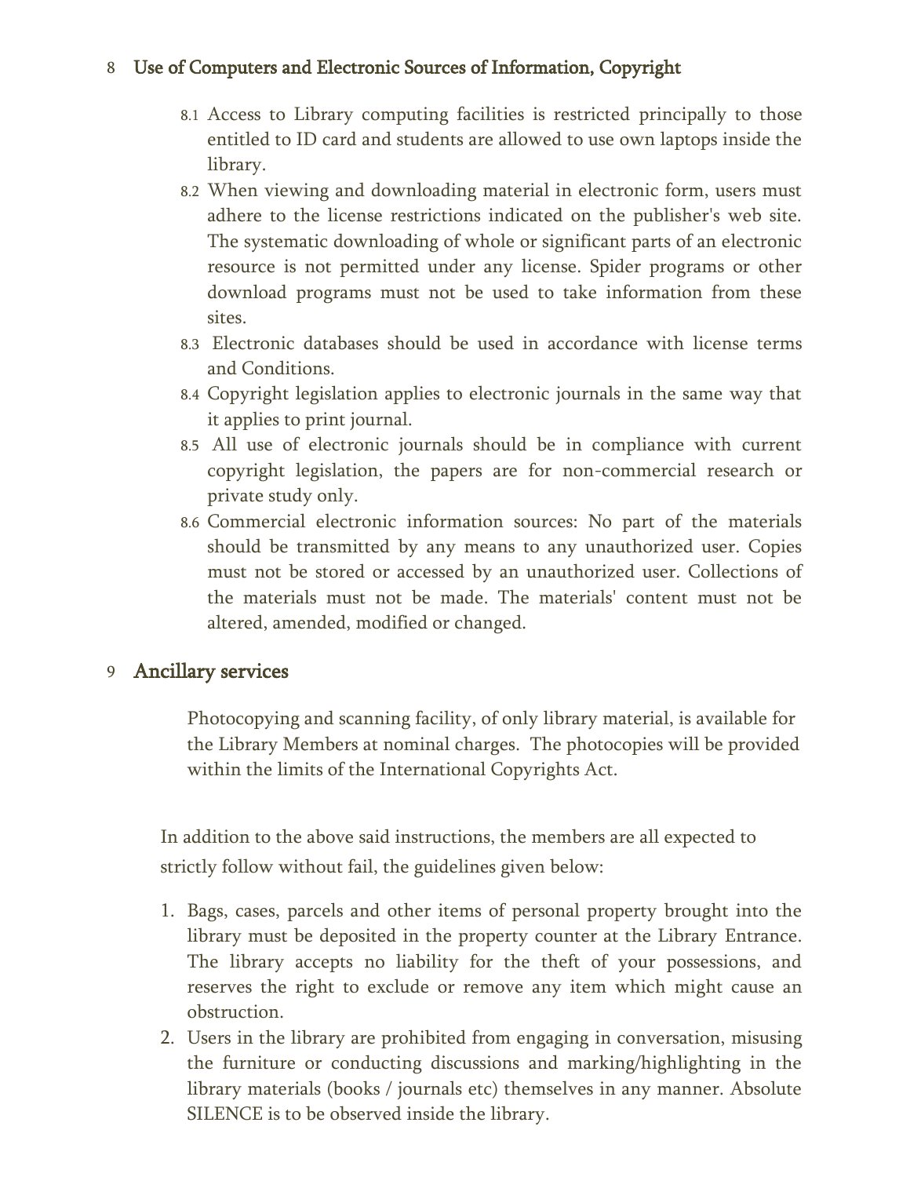## 8 Use of Computers and Electronic Sources of Information, Copyright

8.1 Access to Library computing facilities is restricted principally to those entitled to ID card and students are allowed to use own laptops inside the library.

8.2 When viewing and downloading material in electronic form, users must adhere to the license restrictions indicated on the publisher's web site. The systematic downloading of whole or significant parts of an electronic resource is not permitted under any license. Spider programs or other download programs must not be used to take information from these sites.

8.3 Electronic databases should be used in accordance with license terms and Conditions.

8.4 Copyright legislation applies to electronic journals in the same way that it applies to print journal.

8.5 All use of electronic journals should be in compliance with current copyright legislation, the papers are for non-commercial research or private study only.

8.6 Commercial electronic information sources: No part of the materials should be transmitted by any means to any unauthorized user. Copies must not be stored or accessed by an unauthorized user. Collections of the materials must not be made. The materials' content must not be altered, amended, modified or changed.

## 9 Ancillary services

Photocopying and scanning facility, of only library material, is available for the Library Members at nominal charges. The photocopies will be provided within the limits of the International Copyrights Act.

In addition to the above said instructions, the members are all expected to strictly follow without fail, the guidelines given below:

1. Bags, cases, parcels and other items of personal property brought into the library must be deposited in the property counter at the Library Entrance. The library accepts no liability for the theft of your possessions, and reserves the right to exclude or remove any item which might cause an obstruction.
2. Users in the library are prohibited from engaging in conversation, misusing the furniture or conducting discussions and marking/highlighting in the library materials (books / journals etc) themselves in any manner. Absolute SILENCE is to be observed inside the library.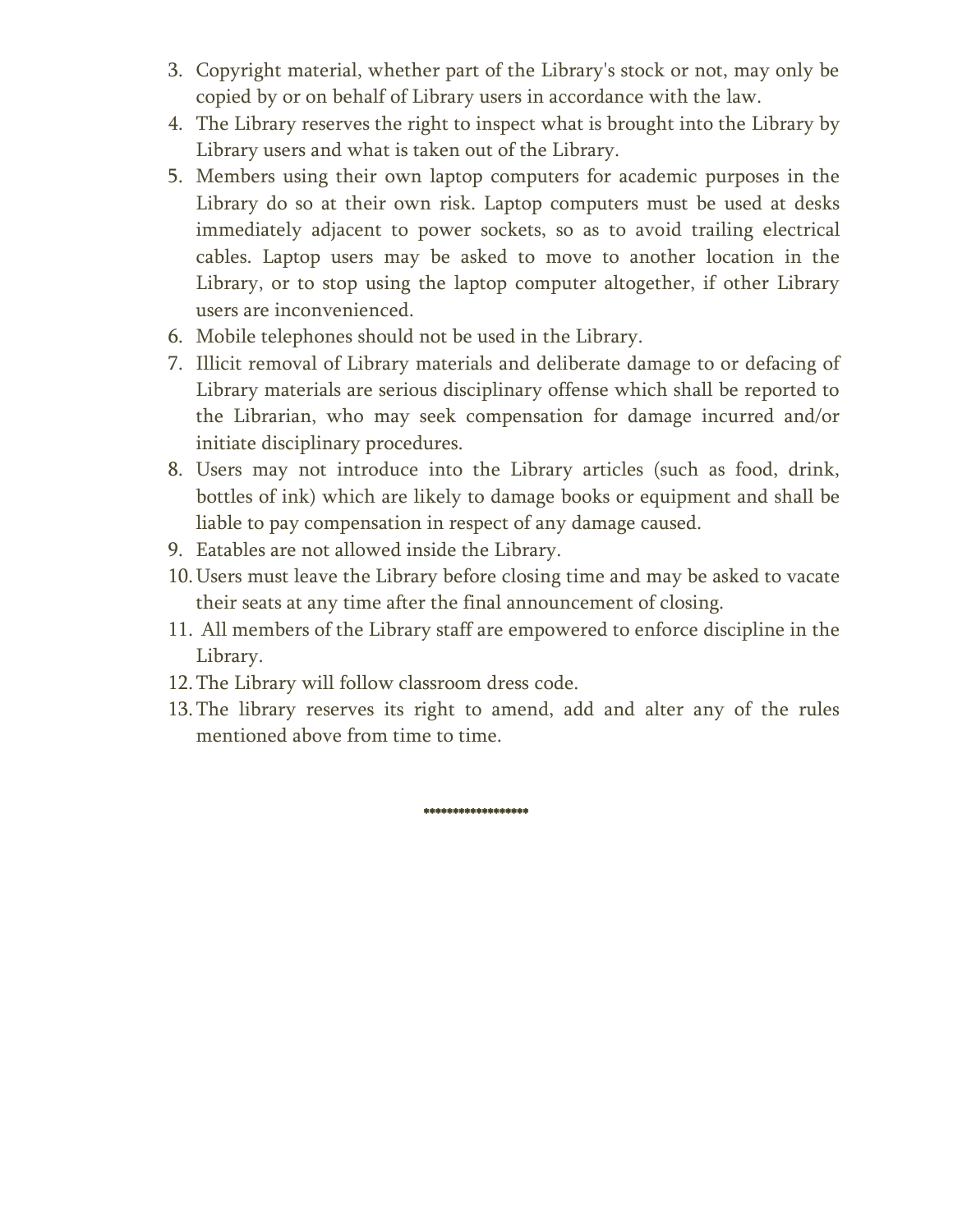3. Copyright material, whether part of the Library's stock or not, may only be copied by or on behalf of Library users in accordance with the law.
4. The Library reserves the right to inspect what is brought into the Library by Library users and what is taken out of the Library.
5. Members using their own laptop computers for academic purposes in the Library do so at their own risk. Laptop computers must be used at desks immediately adjacent to power sockets, so as to avoid trailing electrical cables. Laptop users may be asked to move to another location in the Library, or to stop using the laptop computer altogether, if other Library users are inconvenienced.
6. Mobile telephones should not be used in the Library.
7. Illicit removal of Library materials and deliberate damage to or defacing of Library materials are serious disciplinary offense which shall be reported to the Librarian, who may seek compensation for damage incurred and/or initiate disciplinary procedures.
8. Users may not introduce into the Library articles (such as food, drink, bottles of ink) which are likely to damage books or equipment and shall be liable to pay compensation in respect of any damage caused.
9. Eatables are not allowed inside the Library.
10. Users must leave the Library before closing time and may be asked to vacate their seats at any time after the final announcement of closing.
11. All members of the Library staff are empowered to enforce discipline in the Library.
12. The Library will follow classroom dress code.
13. The library reserves its right to amend, add and alter any of the rules mentioned above from time to time.

******************